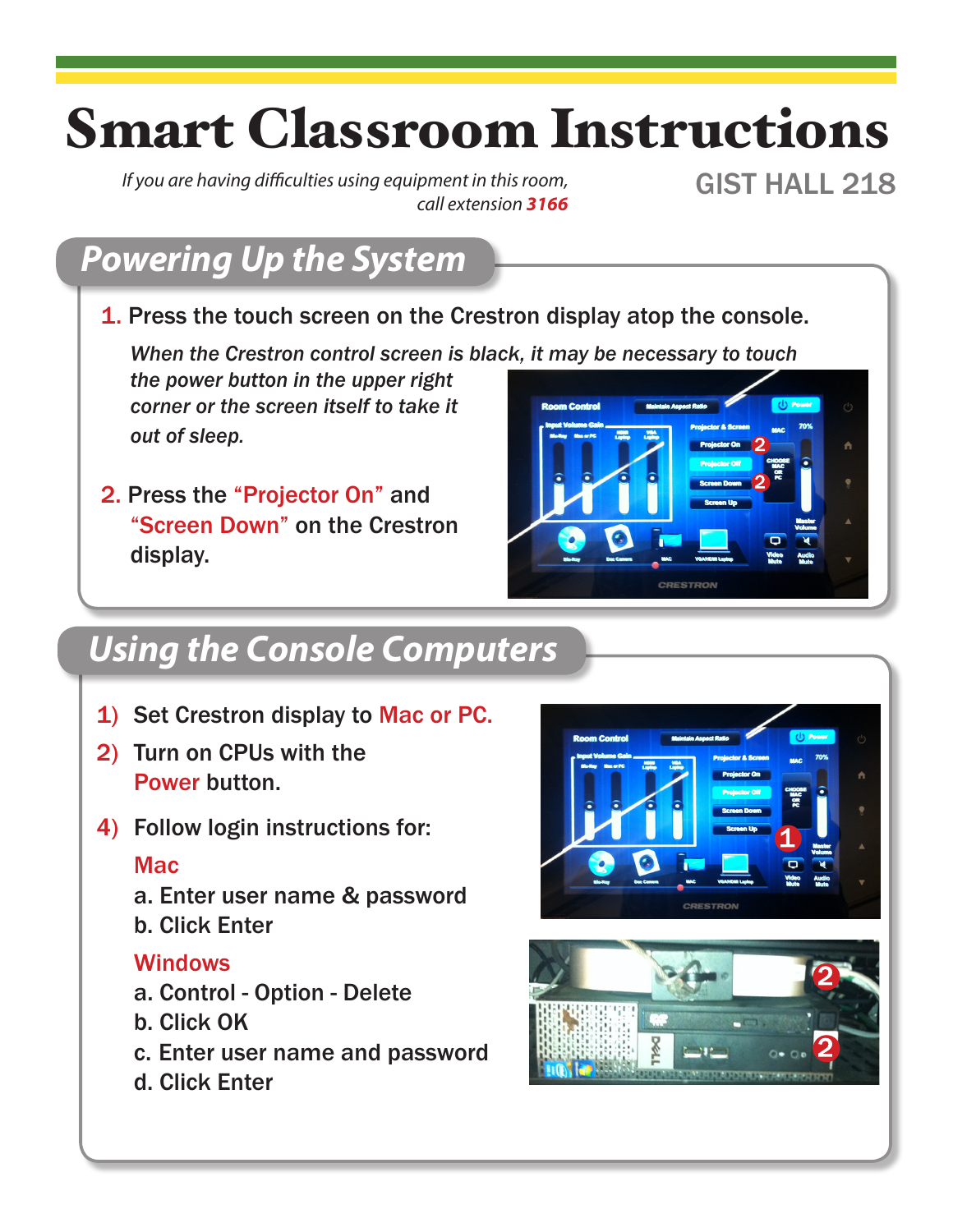# Smart Classroom Instructions

*If you are having difficulties using equipment in this room, call extension **3166***

GIST HALL 218

## Powering Up the System

1. Press the touch screen on the Crestron display atop the console.

   *When the Crestron control screen is black, it may be necessary to touch the power button in the upper right corner or the screen itself to take it out of sleep.*

2. Press the "Projector On" and "Screen Down" on the Crestron display.

## Using the Console Computers

1) Set Crestron display to Mac or PC.
2) Turn on CPUs with the Power button.
4) Follow login instructions for:

   Mac
   - a. Enter user name & password
   - b. Click Enter

   Windows
   - a. Control - Option - Delete
   - b. Click OK
   - c. Enter user name and password
   - d. Click Enter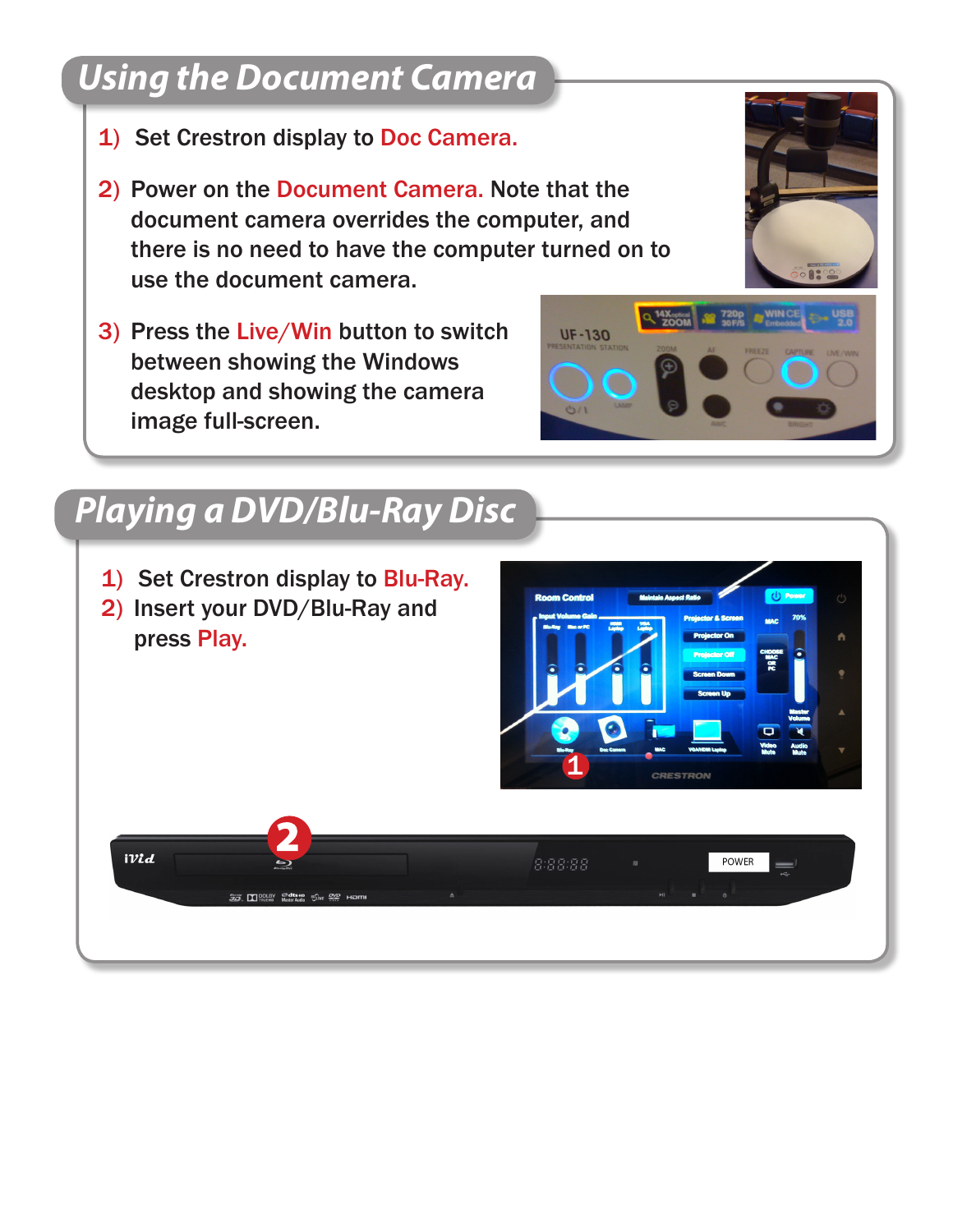## Using the Document Camera

1) Set Crestron display to Doc Camera.

2) Power on the Document Camera. Note that the document camera overrides the computer, and there is no need to have the computer turned on to use the document camera.

3) Press the Live/Win button to switch between showing the Windows desktop and showing the camera image full-screen.

## Playing a DVD/Blu-Ray Disc

1) Set Crestron display to Blu-Ray.
2) Insert your DVD/Blu-Ray and press Play.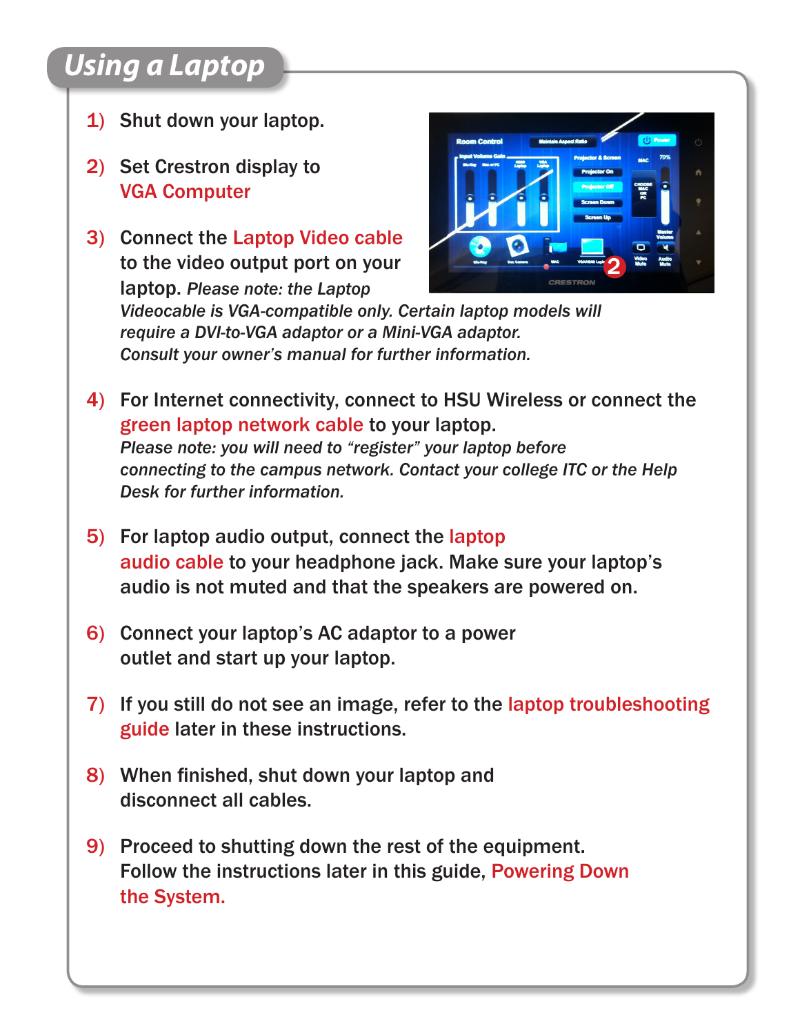## Using a Laptop

1) Shut down your laptop.

2) Set Crestron display to VGA Computer

3) Connect the Laptop Video cable to the video output port on your laptop. *Please note: the Laptop Videocable is VGA-compatible only. Certain laptop models will require a DVI-to-VGA adaptor or a Mini-VGA adaptor. Consult your owner's manual for further information.*

4) For Internet connectivity, connect to HSU Wireless or connect the green laptop network cable to your laptop.
*Please note: you will need to "register" your laptop before connecting to the campus network. Contact your college ITC or the Help Desk for further information.*

5) For laptop audio output, connect the laptop audio cable to your headphone jack. Make sure your laptop's audio is not muted and that the speakers are powered on.

6) Connect your laptop's AC adaptor to a power outlet and start up your laptop.

7) If you still do not see an image, refer to the laptop troubleshooting guide later in these instructions.

8) When finished, shut down your laptop and disconnect all cables.

9) Proceed to shutting down the rest of the equipment. Follow the instructions later in this guide, Powering Down the System.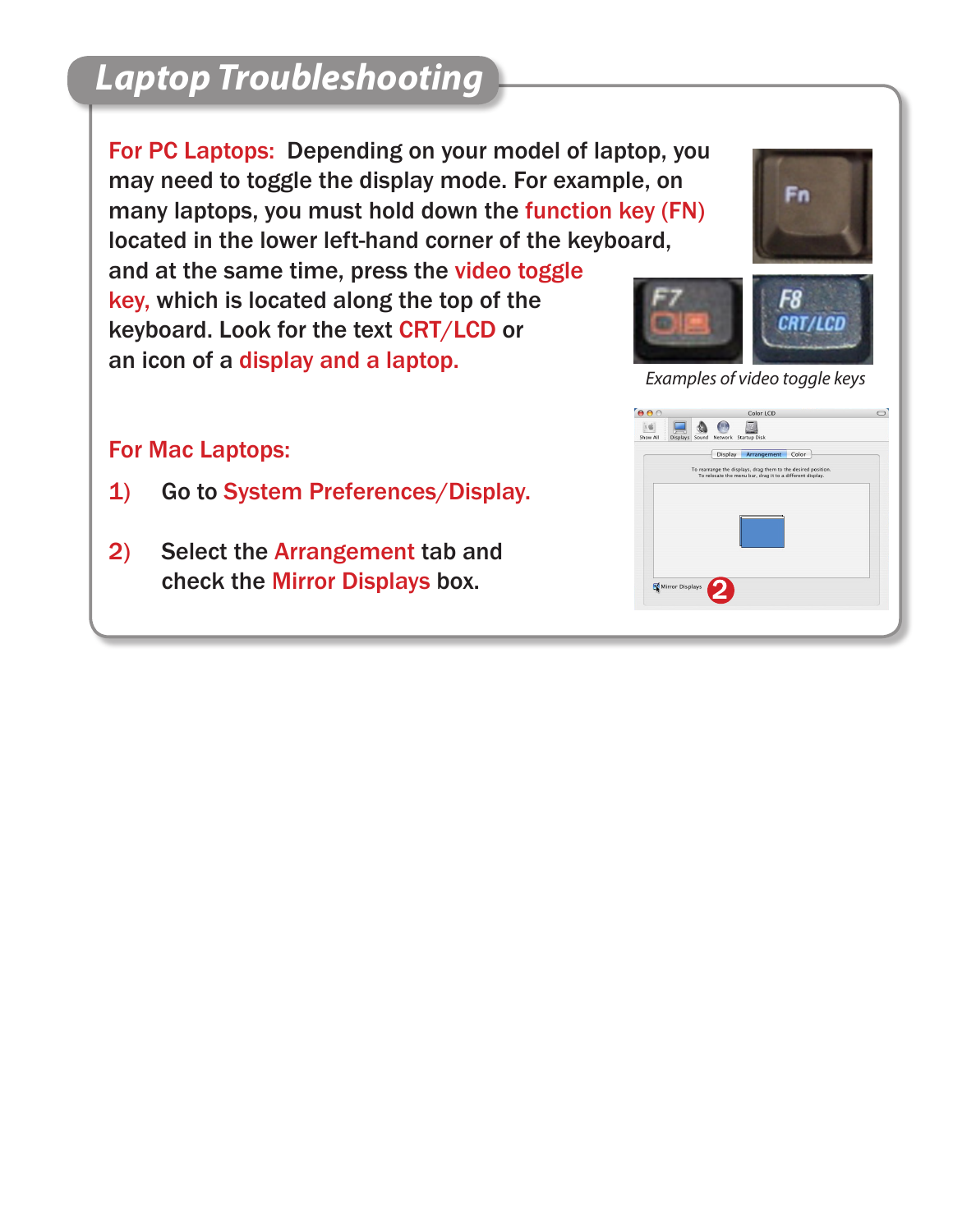# Laptop Troubleshooting

**For PC Laptops:** Depending on your model of laptop, you may need to toggle the display mode. For example, on many laptops, you must hold down the function key (FN) located in the lower left-hand corner of the keyboard, and at the same time, press the video toggle key, which is located along the top of the keyboard. Look for the text CRT/LCD or an icon of a display and a laptop.

*Examples of video toggle keys*

**For Mac Laptops:**

1) Go to System Preferences/Display.

2) Select the Arrangement tab and check the Mirror Displays box.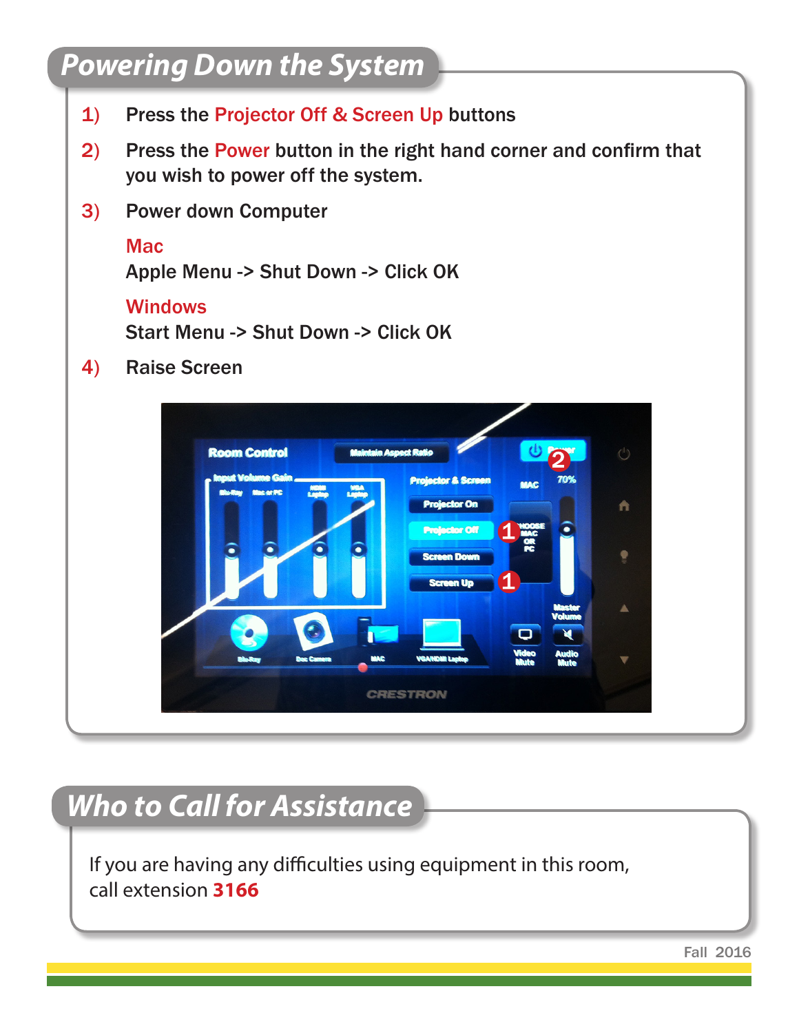## Powering Down the System

1) Press the Projector Off & Screen Up buttons

2) Press the Power button in the right hand corner and confirm that you wish to power off the system.

3) Power down Computer

   Mac
   Apple Menu -> Shut Down -> Click OK

   Windows
   Start Menu -> Shut Down -> Click OK

4) Raise Screen

## Who to Call for Assistance

If you are having any difficulties using equipment in this room, call extension **3166**

Fall 2016